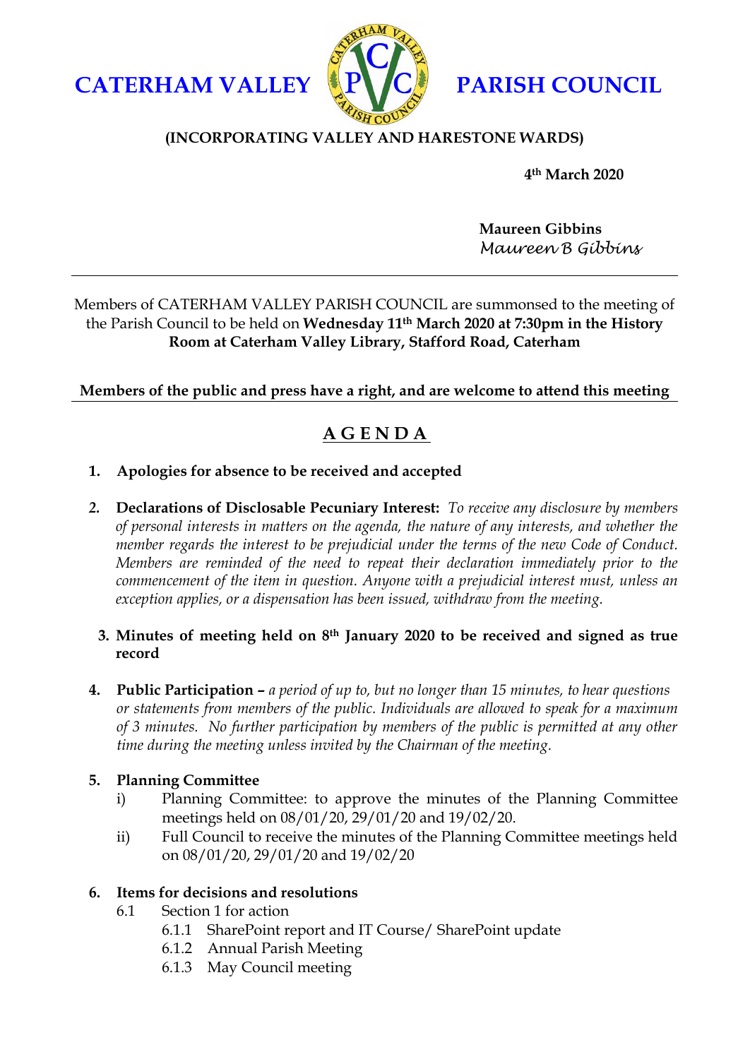# CATERHAM VALLEY PARISH COUNCIL

**(INCORPORATING VALLEY AND HARESTONE WARDS)**

**4th March 2020**

**Maureen Gibbins**
*Maureen B Gibbins*

---

Members of CATERHAM VALLEY PARISH COUNCIL are summonsed to the meeting of the Parish Council to be held on **Wednesday 11th March 2020 at 7:30pm in the History Room at Caterham Valley Library, Stafford Road, Caterham**

**Members of the public and press have a right, and are welcome to attend this meeting**

## A G E N D A

1. **Apologies for absence to be received and accepted**

2. **Declarations of Disclosable Pecuniary Interest:** *To receive any disclosure by members of personal interests in matters on the agenda, the nature of any interests, and whether the member regards the interest to be prejudicial under the terms of the new Code of Conduct. Members are reminded of the need to repeat their declaration immediately prior to the commencement of the item in question. Anyone with a prejudicial interest must, unless an exception applies, or a dispensation has been issued, withdraw from the meeting.*

3. **Minutes of meeting held on 8th January 2020 to be received and signed as true record**

4. **Public Participation –** *a period of up to, but no longer than 15 minutes, to hear questions or statements from members of the public. Individuals are allowed to speak for a maximum of 3 minutes. No further participation by members of the public is permitted at any other time during the meeting unless invited by the Chairman of the meeting.*

5. **Planning Committee**
   - i) Planning Committee: to approve the minutes of the Planning Committee meetings held on 08/01/20, 29/01/20 and 19/02/20.
   - ii) Full Council to receive the minutes of the Planning Committee meetings held on 08/01/20, 29/01/20 and 19/02/20

6. **Items for decisions and resolutions**
   - 6.1 Section 1 for action
     - 6.1.1 SharePoint report and IT Course/ SharePoint update
     - 6.1.2 Annual Parish Meeting
     - 6.1.3 May Council meeting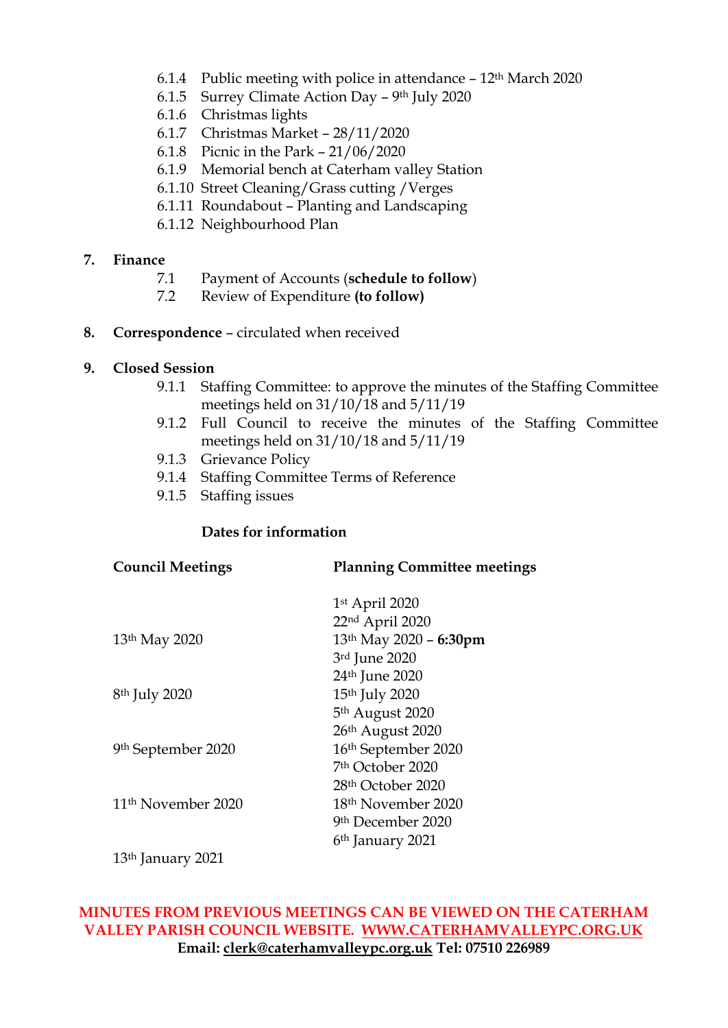6.1.4 Public meeting with police in attendance – 12th March 2020
6.1.5 Surrey Climate Action Day – 9th July 2020
6.1.6 Christmas lights
6.1.7 Christmas Market – 28/11/2020
6.1.8 Picnic in the Park – 21/06/2020
6.1.9 Memorial bench at Caterham valley Station
6.1.10 Street Cleaning/Grass cutting /Verges
6.1.11 Roundabout – Planting and Landscaping
6.1.12 Neighbourhood Plan

**7. Finance**

7.1 Payment of Accounts (**schedule to follow**)
7.2 Review of Expenditure **(to follow)**

**8. Correspondence** – circulated when received

**9. Closed Session**

9.1.1 Staffing Committee: to approve the minutes of the Staffing Committee meetings held on 31/10/18 and 5/11/19
9.1.2 Full Council to receive the minutes of the Staffing Committee meetings held on 31/10/18 and 5/11/19
9.1.3 Grievance Policy
9.1.4 Staffing Committee Terms of Reference
9.1.5 Staffing issues

**Dates for information**

| **Council Meetings** | **Planning Committee meetings** |
|---|---|
| | 1st April 2020 |
| | 22nd April 2020 |
| 13th May 2020 | 13th May 2020 – **6:30pm** |
| | 3rd June 2020 |
| | 24th June 2020 |
| 8th July 2020 | 15th July 2020 |
| | 5th August 2020 |
| | 26th August 2020 |
| 9th September 2020 | 16th September 2020 |
| | 7th October 2020 |
| | 28th October 2020 |
| 11th November 2020 | 18th November 2020 |
| | 9th December 2020 |
| | 6th January 2021 |
| 13th January 2021 | |

**MINUTES FROM PREVIOUS MEETINGS CAN BE VIEWED ON THE CATERHAM VALLEY PARISH COUNCIL WEBSITE. WWW.CATERHAMVALLEYPC.ORG.UK**
**Email: clerk@caterhamvalleypc.org.uk Tel: 07510 226989**